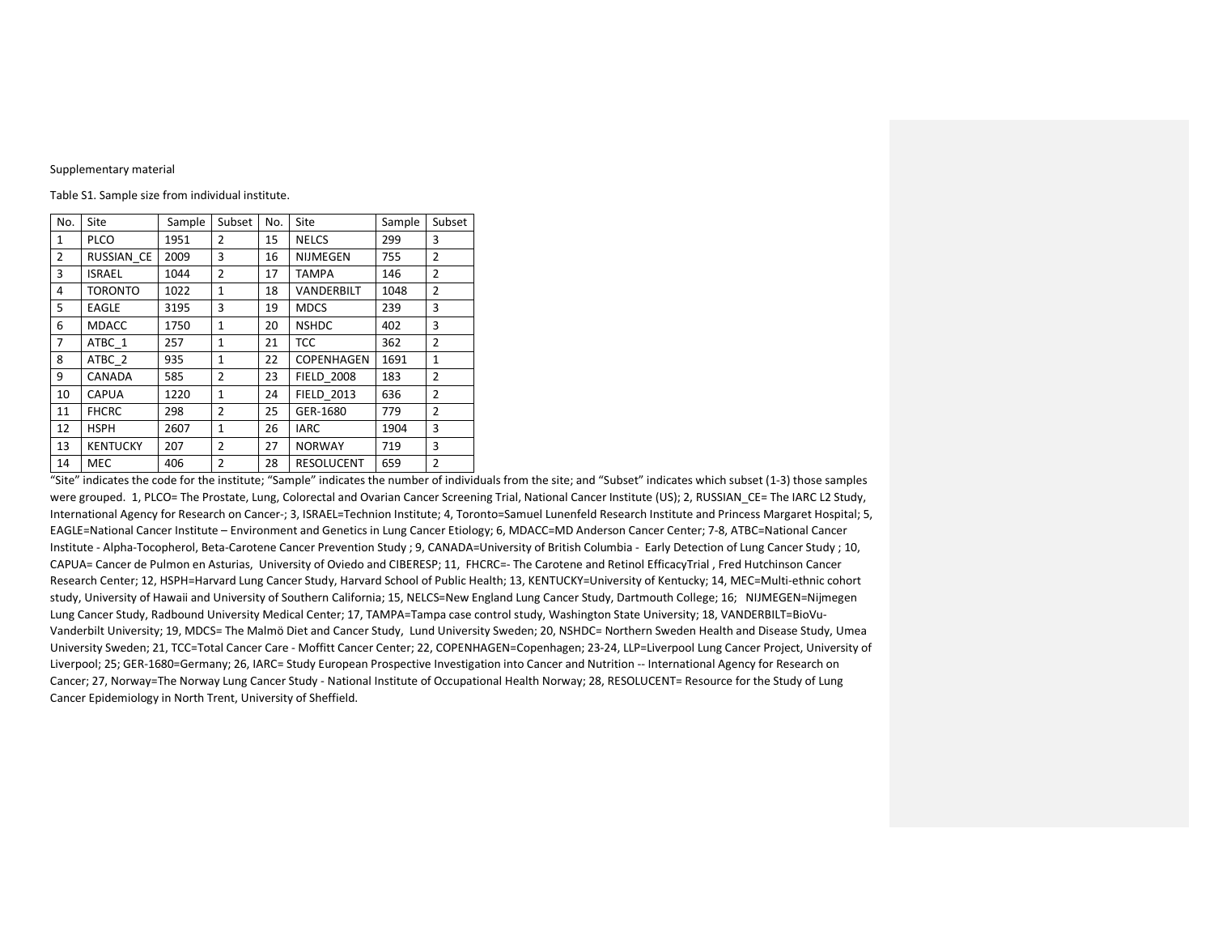Supplementary material

Table S1. Sample size from individual institute.

| No. | Site | Sample | Subset | No. | Site | Sample | Subset |
|---|---|---|---|---|---|---|---|
| 1 | PLCO | 1951 | 2 | 15 | NELCS | 299 | 3 |
| 2 | RUSSIAN_CE | 2009 | 3 | 16 | NIJMEGEN | 755 | 2 |
| 3 | ISRAEL | 1044 | 2 | 17 | TAMPA | 146 | 2 |
| 4 | TORONTO | 1022 | 1 | 18 | VANDERBILT | 1048 | 2 |
| 5 | EAGLE | 3195 | 3 | 19 | MDCS | 239 | 3 |
| 6 | MDACC | 1750 | 1 | 20 | NSHDC | 402 | 3 |
| 7 | ATBC_1 | 257 | 1 | 21 | TCC | 362 | 2 |
| 8 | ATBC_2 | 935 | 1 | 22 | COPENHAGEN | 1691 | 1 |
| 9 | CANADA | 585 | 2 | 23 | FIELD_2008 | 183 | 2 |
| 10 | CAPUA | 1220 | 1 | 24 | FIELD_2013 | 636 | 2 |
| 11 | FHCRC | 298 | 2 | 25 | GER-1680 | 779 | 2 |
| 12 | HSPH | 2607 | 1 | 26 | IARC | 1904 | 3 |
| 13 | KENTUCKY | 207 | 2 | 27 | NORWAY | 719 | 3 |
| 14 | MEC | 406 | 2 | 28 | RESOLUCENT | 659 | 2 |

"Site" indicates the code for the institute; "Sample" indicates the number of individuals from the site; and "Subset" indicates which subset (1-3) those samples were grouped. 1, PLCO= The Prostate, Lung, Colorectal and Ovarian Cancer Screening Trial, National Cancer Institute (US); 2, RUSSIAN_CE= The IARC L2 Study, International Agency for Research on Cancer-; 3, ISRAEL=Technion Institute; 4, Toronto=Samuel Lunenfeld Research Institute and Princess Margaret Hospital; 5, EAGLE=National Cancer Institute – Environment and Genetics in Lung Cancer Etiology; 6, MDACC=MD Anderson Cancer Center; 7-8, ATBC=National Cancer Institute - Alpha-Tocopherol, Beta-Carotene Cancer Prevention Study ; 9, CANADA=University of British Columbia - Early Detection of Lung Cancer Study ; 10, CAPUA= Cancer de Pulmon en Asturias, University of Oviedo and CIBERESP; 11, FHCRC=- The Carotene and Retinol EfficacyTrial , Fred Hutchinson Cancer Research Center; 12, HSPH=Harvard Lung Cancer Study, Harvard School of Public Health; 13, KENTUCKY=University of Kentucky; 14, MEC=Multi-ethnic cohort study, University of Hawaii and University of Southern California; 15, NELCS=New England Lung Cancer Study, Dartmouth College; 16; NIJMEGEN=Nijmegen Lung Cancer Study, Radbound University Medical Center; 17, TAMPA=Tampa case control study, Washington State University; 18, VANDERBILT=BioVu-Vanderbilt University; 19, MDCS= The Malmö Diet and Cancer Study, Lund University Sweden; 20, NSHDC= Northern Sweden Health and Disease Study, Umea University Sweden; 21, TCC=Total Cancer Care - Moffitt Cancer Center; 22, COPENHAGEN=Copenhagen; 23-24, LLP=Liverpool Lung Cancer Project, University of Liverpool; 25; GER-1680=Germany; 26, IARC= Study European Prospective Investigation into Cancer and Nutrition -- International Agency for Research on Cancer; 27, Norway=The Norway Lung Cancer Study - National Institute of Occupational Health Norway; 28, RESOLUCENT= Resource for the Study of Lung Cancer Epidemiology in North Trent, University of Sheffield.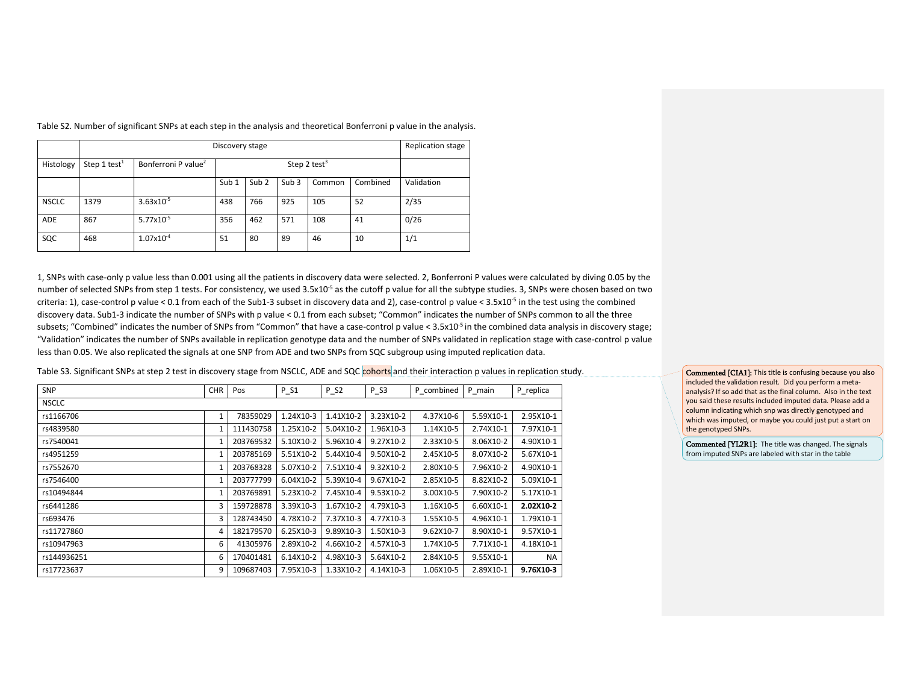Table S2. Number of significant SNPs at each step in the analysis and theoretical Bonferroni p value in the analysis.

| | Discovery stage | | | | | | | Replication stage |
|---|---|---|---|---|---|---|---|---|
| Histology | Step 1 test[1] | Bonferroni P value[2] | Step 2 test[3] | | | | | |
| | | | Sub 1 | Sub 2 | Sub 3 | Common | Combined | Validation |
| NSCLC | 1379 | $3.63 \times 10^{-5}$ | 438 | 766 | 925 | 105 | 52 | 2/35 |
| ADE | 867 | $5.77 \times 10^{-5}$ | 356 | 462 | 571 | 108 | 41 | 0/26 |
| SQC | 468 | $1.07 \times 10^{-4}$ | 51 | 80 | 89 | 46 | 10 | 1/1 |

1, SNPs with case-only p value less than 0.001 using all the patients in discovery data were selected. 2, Bonferroni P values were calculated by diving 0.05 by the number of selected SNPs from step 1 tests. For consistency, we used $3.5 \times 10^{-5}$ as the cutoff p value for all the subtype studies. 3, SNPs were chosen based on two criteria: 1), case-control p value < 0.1 from each of the Sub1-3 subset in discovery data and 2), case-control p value < $3.5 \times 10^{-5}$ in the test using the combined discovery data. Sub1-3 indicate the number of SNPs with p value < 0.1 from each subset; "Common" indicates the number of SNPs common to all the three subsets; "Combined" indicates the number of SNPs from "Common" that have a case-control p value < $3.5 \times 10^{-5}$ in the combined data analysis in discovery stage; "Validation" indicates the number of SNPs available in replication genotype data and the number of SNPs validated in replication stage with case-control p value less than 0.05. We also replicated the signals at one SNP from ADE and two SNPs from SQC subgroup using imputed replication data.

Table S3. Significant SNPs at step 2 test in discovery stage from NSCLC, ADE and SQC cohorts and their interaction p values in replication study.

| SNP | CHR | Pos | P_S1 | P_S2 | P_S3 | P_combined | P_main | P_replica |
|---|---|---|---|---|---|---|---|---|
| NSCLC | | | | | | | | |
| rs1166706 | 1 | 78359029 | 1.24X10-3 | 1.41X10-2 | 3.23X10-2 | 4.37X10-6 | 5.59X10-1 | 2.95X10-1 |
| rs4839580 | 1 | 111430758 | 1.25X10-2 | 5.04X10-2 | 1.96X10-3 | 1.14X10-5 | 2.74X10-1 | 7.97X10-1 |
| rs7540041 | 1 | 203769532 | 5.10X10-2 | 5.96X10-4 | 9.27X10-2 | 2.33X10-5 | 8.06X10-2 | 4.90X10-1 |
| rs4951259 | 1 | 203785169 | 5.51X10-2 | 5.44X10-4 | 9.50X10-2 | 2.45X10-5 | 8.07X10-2 | 5.67X10-1 |
| rs7552670 | 1 | 203768328 | 5.07X10-2 | 7.51X10-4 | 9.32X10-2 | 2.80X10-5 | 7.96X10-2 | 4.90X10-1 |
| rs7546400 | 1 | 203777799 | 6.04X10-2 | 5.39X10-4 | 9.67X10-2 | 2.85X10-5 | 8.82X10-2 | 5.09X10-1 |
| rs10494844 | 1 | 203769891 | 5.23X10-2 | 7.45X10-4 | 9.53X10-2 | 3.00X10-5 | 7.90X10-2 | 5.17X10-1 |
| rs6441286 | 3 | 159728878 | 3.39X10-3 | 1.67X10-2 | 4.79X10-3 | 1.16X10-5 | 6.60X10-1 | **2.02X10-2** |
| rs693476 | 3 | 128743450 | 4.78X10-2 | 7.37X10-3 | 4.77X10-3 | 1.55X10-5 | 4.96X10-1 | 1.79X10-1 |
| rs11727860 | 4 | 182179570 | 6.25X10-3 | 9.89X10-3 | 1.50X10-3 | 9.62X10-7 | 8.90X10-1 | 9.57X10-1 |
| rs10947963 | 6 | 41305976 | 2.89X10-2 | 4.66X10-2 | 4.57X10-3 | 1.74X10-5 | 7.71X10-1 | 4.18X10-1 |
| rs144936251 | 6 | 170401481 | 6.14X10-2 | 4.98X10-3 | 5.64X10-2 | 2.84X10-5 | 9.55X10-1 | NA |
| rs17723637 | 9 | 109687403 | 7.95X10-3 | 1.33X10-2 | 4.14X10-3 | 1.06X10-5 | 2.89X10-1 | **9.76X10-3** |

**Commented [CIA1]:** This title is confusing because you also included the validation result. Did you perform a meta-analysis? If so add that as the final column. Also in the text you said these results included imputed data. Please add a column indicating which snp was directly genotyped and which was imputed, or maybe you could just put a start on the genotyped SNPs.

**Commented [YL2R1]:** The title was changed. The signals from imputed SNPs are labeled with star in the table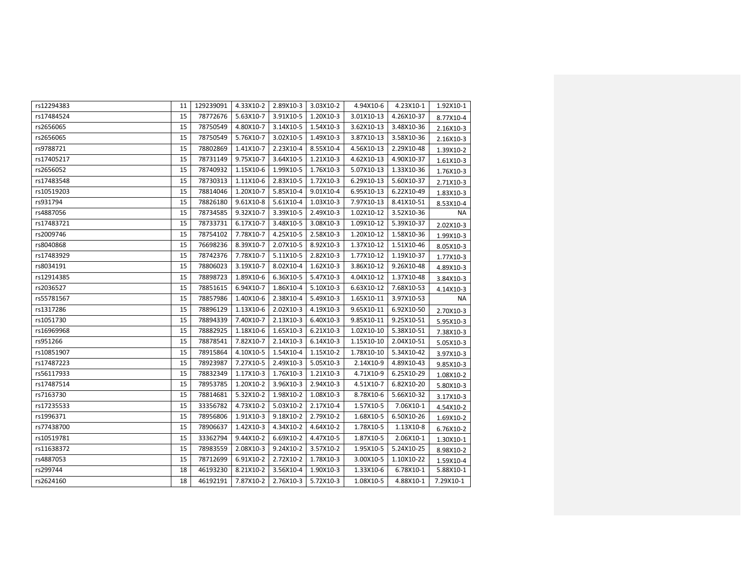| | | | | | | | | |
|---|---|---|---|---|---|---|---|---|
| rs12294383 | 11 | 129239091 | 4.33X10-2 | 2.89X10-3 | 3.03X10-2 | 4.94X10-6 | 4.23X10-1 | 1.92X10-1 |
| rs17484524 | 15 | 78772676 | 5.63X10-7 | 3.91X10-5 | 1.20X10-3 | 3.01X10-13 | 4.26X10-37 | 8.77X10-4 |
| rs2656065 | 15 | 78750549 | 4.80X10-7 | 3.14X10-5 | 1.54X10-3 | 3.62X10-13 | 3.48X10-36 | 2.16X10-3 |
| rs2656065 | 15 | 78750549 | 5.76X10-7 | 3.02X10-5 | 1.49X10-3 | 3.87X10-13 | 3.58X10-36 | 2.16X10-3 |
| rs9788721 | 15 | 78802869 | 1.41X10-7 | 2.23X10-4 | 8.55X10-4 | 4.56X10-13 | 2.29X10-48 | 1.39X10-2 |
| rs17405217 | 15 | 78731149 | 9.75X10-7 | 3.64X10-5 | 1.21X10-3 | 4.62X10-13 | 4.90X10-37 | 1.61X10-3 |
| rs2656052 | 15 | 78740932 | 1.15X10-6 | 1.99X10-5 | 1.76X10-3 | 5.07X10-13 | 1.33X10-36 | 1.76X10-3 |
| rs17483548 | 15 | 78730313 | 1.11X10-6 | 2.83X10-5 | 1.72X10-3 | 6.29X10-13 | 5.60X10-37 | 2.71X10-3 |
| rs10519203 | 15 | 78814046 | 1.20X10-7 | 5.85X10-4 | 9.01X10-4 | 6.95X10-13 | 6.22X10-49 | 1.83X10-3 |
| rs931794 | 15 | 78826180 | 9.61X10-8 | 5.61X10-4 | 1.03X10-3 | 7.97X10-13 | 8.41X10-51 | 8.53X10-4 |
| rs4887056 | 15 | 78734585 | 9.32X10-7 | 3.39X10-5 | 2.49X10-3 | 1.02X10-12 | 3.52X10-36 | NA |
| rs17483721 | 15 | 78733731 | 6.17X10-7 | 3.48X10-5 | 3.08X10-3 | 1.09X10-12 | 5.39X10-37 | 2.02X10-3 |
| rs2009746 | 15 | 78754102 | 7.78X10-7 | 4.25X10-5 | 2.58X10-3 | 1.20X10-12 | 1.58X10-36 | 1.99X10-3 |
| rs8040868 | 15 | 76698236 | 8.39X10-7 | 2.07X10-5 | 8.92X10-3 | 1.37X10-12 | 1.51X10-46 | 8.05X10-3 |
| rs17483929 | 15 | 78742376 | 7.78X10-7 | 5.11X10-5 | 2.82X10-3 | 1.77X10-12 | 1.19X10-37 | 1.77X10-3 |
| rs8034191 | 15 | 78806023 | 3.19X10-7 | 8.02X10-4 | 1.62X10-3 | 3.86X10-12 | 9.26X10-48 | 4.89X10-3 |
| rs12914385 | 15 | 78898723 | 1.89X10-6 | 6.36X10-5 | 5.47X10-3 | 4.04X10-12 | 1.37X10-48 | 3.84X10-3 |
| rs2036527 | 15 | 78851615 | 6.94X10-7 | 1.86X10-4 | 5.10X10-3 | 6.63X10-12 | 7.68X10-53 | 4.14X10-3 |
| rs55781567 | 15 | 78857986 | 1.40X10-6 | 2.38X10-4 | 5.49X10-3 | 1.65X10-11 | 3.97X10-53 | NA |
| rs1317286 | 15 | 78896129 | 1.13X10-6 | 2.02X10-3 | 4.19X10-3 | 9.65X10-11 | 6.92X10-50 | 2.70X10-3 |
| rs1051730 | 15 | 78894339 | 7.40X10-7 | 2.13X10-3 | 6.40X10-3 | 9.85X10-11 | 9.25X10-51 | 5.95X10-3 |
| rs16969968 | 15 | 78882925 | 1.18X10-6 | 1.65X10-3 | 6.21X10-3 | 1.02X10-10 | 5.38X10-51 | 7.38X10-3 |
| rs951266 | 15 | 78878541 | 7.82X10-7 | 2.14X10-3 | 6.14X10-3 | 1.15X10-10 | 2.04X10-51 | 5.05X10-3 |
| rs10851907 | 15 | 78915864 | 4.10X10-5 | 1.54X10-4 | 1.15X10-2 | 1.78X10-10 | 5.34X10-42 | 3.97X10-3 |
| rs17487223 | 15 | 78923987 | 7.27X10-5 | 2.49X10-3 | 5.05X10-3 | 2.14X10-9 | 4.89X10-43 | 9.85X10-3 |
| rs56117933 | 15 | 78832349 | 1.17X10-3 | 1.76X10-3 | 1.21X10-3 | 4.71X10-9 | 6.25X10-29 | 1.08X10-2 |
| rs17487514 | 15 | 78953785 | 1.20X10-2 | 3.96X10-3 | 2.94X10-3 | 4.51X10-7 | 6.82X10-20 | 5.80X10-3 |
| rs7163730 | 15 | 78814681 | 5.32X10-2 | 1.98X10-2 | 1.08X10-3 | 8.78X10-6 | 5.66X10-32 | 3.17X10-3 |
| rs17235533 | 15 | 33356782 | 4.73X10-2 | 5.03X10-2 | 2.17X10-4 | 1.57X10-5 | 7.06X10-1 | 4.54X10-2 |
| rs1996371 | 15 | 78956806 | 1.91X10-3 | 9.18X10-2 | 2.79X10-2 | 1.68X10-5 | 6.50X10-26 | 1.69X10-2 |
| rs77438700 | 15 | 78906637 | 1.42X10-3 | 4.34X10-2 | 4.64X10-2 | 1.78X10-5 | 1.13X10-8 | 6.76X10-2 |
| rs10519781 | 15 | 33362794 | 9.44X10-2 | 6.69X10-2 | 4.47X10-5 | 1.87X10-5 | 2.06X10-1 | 1.30X10-1 |
| rs11638372 | 15 | 78983559 | 2.08X10-3 | 9.24X10-2 | 3.57X10-2 | 1.95X10-5 | 5.24X10-25 | 8.98X10-2 |
| rs4887053 | 15 | 78712699 | 6.91X10-2 | 2.72X10-2 | 1.78X10-3 | 3.00X10-5 | 1.10X10-22 | 1.59X10-4 |
| rs299744 | 18 | 46193230 | 8.21X10-2 | 3.56X10-4 | 1.90X10-3 | 1.33X10-6 | 6.78X10-1 | 5.88X10-1 |
| rs2624160 | 18 | 46192191 | 7.87X10-2 | 2.76X10-3 | 5.72X10-3 | 1.08X10-5 | 4.88X10-1 | 7.29X10-1 |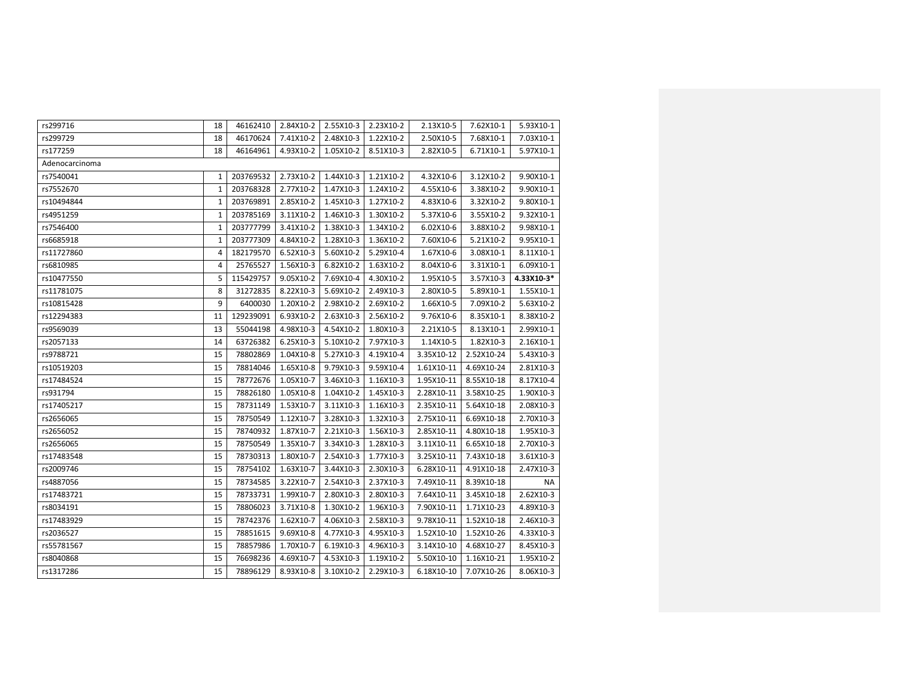| | | | | | | | | |
|---|---|---|---|---|---|---|---|---|
| rs299716 | 18 | 46162410 | 2.84X10-2 | 2.55X10-3 | 2.23X10-2 | 2.13X10-5 | 7.62X10-1 | 5.93X10-1 |
| rs299729 | 18 | 46170624 | 7.41X10-2 | 2.48X10-3 | 1.22X10-2 | 2.50X10-5 | 7.68X10-1 | 7.03X10-1 |
| rs177259 | 18 | 46164961 | 4.93X10-2 | 1.05X10-2 | 8.51X10-3 | 2.82X10-5 | 6.71X10-1 | 5.97X10-1 |
| Adenocarcinoma | | | | | | | | |
| rs7540041 | 1 | 203769532 | 2.73X10-2 | 1.44X10-3 | 1.21X10-2 | 4.32X10-6 | 3.12X10-2 | 9.90X10-1 |
| rs7552670 | 1 | 203768328 | 2.77X10-2 | 1.47X10-3 | 1.24X10-2 | 4.55X10-6 | 3.38X10-2 | 9.90X10-1 |
| rs10494844 | 1 | 203769891 | 2.85X10-2 | 1.45X10-3 | 1.27X10-2 | 4.83X10-6 | 3.32X10-2 | 9.80X10-1 |
| rs4951259 | 1 | 203785169 | 3.11X10-2 | 1.46X10-3 | 1.30X10-2 | 5.37X10-6 | 3.55X10-2 | 9.32X10-1 |
| rs7546400 | 1 | 203777799 | 3.41X10-2 | 1.38X10-3 | 1.34X10-2 | 6.02X10-6 | 3.88X10-2 | 9.98X10-1 |
| rs6685918 | 1 | 203777309 | 4.84X10-2 | 1.28X10-3 | 1.36X10-2 | 7.60X10-6 | 5.21X10-2 | 9.95X10-1 |
| rs11727860 | 4 | 182179570 | 6.52X10-3 | 5.60X10-2 | 5.29X10-4 | 1.67X10-6 | 3.08X10-1 | 8.11X10-1 |
| rs6810985 | 4 | 25765527 | 1.56X10-3 | 6.82X10-2 | 1.63X10-2 | 8.04X10-6 | 3.31X10-1 | 6.09X10-1 |
| rs10477550 | 5 | 115429757 | 9.05X10-2 | 7.69X10-4 | 4.30X10-2 | 1.95X10-5 | 3.57X10-3 | **4.33X10-3*** |
| rs11781075 | 8 | 31272835 | 8.22X10-3 | 5.69X10-2 | 2.49X10-3 | 2.80X10-5 | 5.89X10-1 | 1.55X10-1 |
| rs10815428 | 9 | 6400030 | 1.20X10-2 | 2.98X10-2 | 2.69X10-2 | 1.66X10-5 | 7.09X10-2 | 5.63X10-2 |
| rs12294383 | 11 | 129239091 | 6.93X10-2 | 2.63X10-3 | 2.56X10-2 | 9.76X10-6 | 8.35X10-1 | 8.38X10-2 |
| rs9569039 | 13 | 55044198 | 4.98X10-3 | 4.54X10-2 | 1.80X10-3 | 2.21X10-5 | 8.13X10-1 | 2.99X10-1 |
| rs2057133 | 14 | 63726382 | 6.25X10-3 | 5.10X10-2 | 7.97X10-3 | 1.14X10-5 | 1.82X10-3 | 2.16X10-1 |
| rs9788721 | 15 | 78802869 | 1.04X10-8 | 5.27X10-3 | 4.19X10-4 | 3.35X10-12 | 2.52X10-24 | 5.43X10-3 |
| rs10519203 | 15 | 78814046 | 1.65X10-8 | 9.79X10-3 | 9.59X10-4 | 1.61X10-11 | 4.69X10-24 | 2.81X10-3 |
| rs17484524 | 15 | 78772676 | 1.05X10-7 | 3.46X10-3 | 1.16X10-3 | 1.95X10-11 | 8.55X10-18 | 8.17X10-4 |
| rs931794 | 15 | 78826180 | 1.05X10-8 | 1.04X10-2 | 1.45X10-3 | 2.28X10-11 | 3.58X10-25 | 1.90X10-3 |
| rs17405217 | 15 | 78731149 | 1.53X10-7 | 3.11X10-3 | 1.16X10-3 | 2.35X10-11 | 5.64X10-18 | 2.08X10-3 |
| rs2656065 | 15 | 78750549 | 1.12X10-7 | 3.28X10-3 | 1.32X10-3 | 2.75X10-11 | 6.69X10-18 | 2.70X10-3 |
| rs2656052 | 15 | 78740932 | 1.87X10-7 | 2.21X10-3 | 1.56X10-3 | 2.85X10-11 | 4.80X10-18 | 1.95X10-3 |
| rs2656065 | 15 | 78750549 | 1.35X10-7 | 3.34X10-3 | 1.28X10-3 | 3.11X10-11 | 6.65X10-18 | 2.70X10-3 |
| rs17483548 | 15 | 78730313 | 1.80X10-7 | 2.54X10-3 | 1.77X10-3 | 3.25X10-11 | 7.43X10-18 | 3.61X10-3 |
| rs2009746 | 15 | 78754102 | 1.63X10-7 | 3.44X10-3 | 2.30X10-3 | 6.28X10-11 | 4.91X10-18 | 2.47X10-3 |
| rs4887056 | 15 | 78734585 | 3.22X10-7 | 2.54X10-3 | 2.37X10-3 | 7.49X10-11 | 8.39X10-18 | NA |
| rs17483721 | 15 | 78733731 | 1.99X10-7 | 2.80X10-3 | 2.80X10-3 | 7.64X10-11 | 3.45X10-18 | 2.62X10-3 |
| rs8034191 | 15 | 78806023 | 3.71X10-8 | 1.30X10-2 | 1.96X10-3 | 7.90X10-11 | 1.71X10-23 | 4.89X10-3 |
| rs17483929 | 15 | 78742376 | 1.62X10-7 | 4.06X10-3 | 2.58X10-3 | 9.78X10-11 | 1.52X10-18 | 2.46X10-3 |
| rs2036527 | 15 | 78851615 | 9.69X10-8 | 4.77X10-3 | 4.95X10-3 | 1.52X10-10 | 1.52X10-26 | 4.33X10-3 |
| rs55781567 | 15 | 78857986 | 1.70X10-7 | 6.19X10-3 | 4.96X10-3 | 3.14X10-10 | 4.68X10-27 | 8.45X10-3 |
| rs8040868 | 15 | 76698236 | 4.69X10-7 | 4.53X10-3 | 1.19X10-2 | 5.50X10-10 | 1.16X10-21 | 1.95X10-2 |
| rs1317286 | 15 | 78896129 | 8.93X10-8 | 3.10X10-2 | 2.29X10-3 | 6.18X10-10 | 7.07X10-26 | 8.06X10-3 |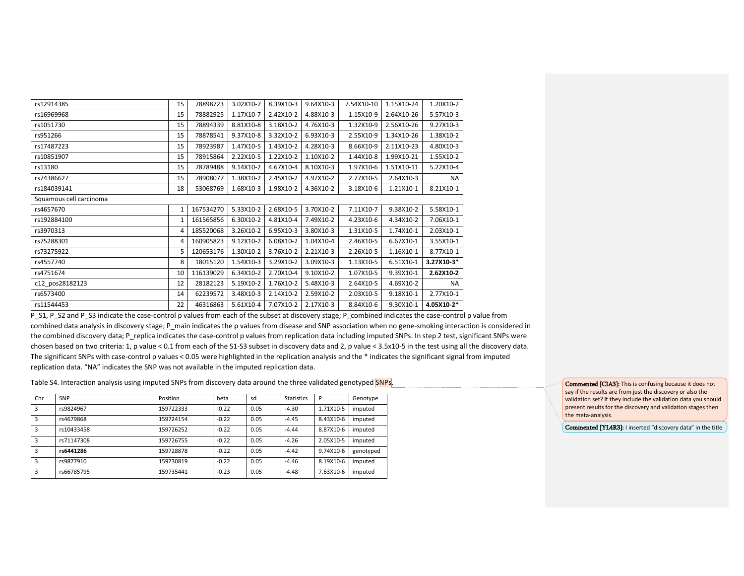| | | | | | | | | |
|---|---|---|---|---|---|---|---|---|
| rs12914385 | 15 | 78898723 | 3.02X10-7 | 8.39X10-3 | 9.64X10-3 | 7.54X10-10 | 1.15X10-24 | 1.20X10-2 |
| rs16969968 | 15 | 78882925 | 1.17X10-7 | 2.42X10-2 | 4.88X10-3 | 1.15X10-9 | 2.64X10-26 | 5.57X10-3 |
| rs1051730 | 15 | 78894339 | 8.81X10-8 | 3.18X10-2 | 4.76X10-3 | 1.32X10-9 | 2.56X10-26 | 9.27X10-3 |
| rs951266 | 15 | 78878541 | 9.37X10-8 | 3.32X10-2 | 6.93X10-3 | 2.55X10-9 | 1.34X10-26 | 1.38X10-2 |
| rs17487223 | 15 | 78923987 | 1.47X10-5 | 1.43X10-2 | 4.28X10-3 | 8.66X10-9 | 2.11X10-23 | 4.80X10-3 |
| rs10851907 | 15 | 78915864 | 2.22X10-5 | 1.22X10-2 | 1.10X10-2 | 1.44X10-8 | 1.99X10-21 | 1.55X10-2 |
| rs13180 | 15 | 78789488 | 9.14X10-2 | 4.67X10-4 | 8.10X10-3 | 1.97X10-6 | 1.51X10-11 | 5.22X10-4 |
| rs74386627 | 15 | 78908077 | 1.38X10-2 | 2.45X10-2 | 4.97X10-2 | 2.77X10-5 | 2.64X10-3 | NA |
| rs184039141 | 18 | 53068769 | 1.68X10-3 | 1.98X10-2 | 4.36X10-2 | 3.18X10-6 | 1.21X10-1 | 8.21X10-1 |
| Squamous cell carcinoma | | | | | | | | |
| rs4657670 | 1 | 167534270 | 5.33X10-2 | 2.68X10-5 | 3.70X10-2 | 7.11X10-7 | 9.38X10-2 | 5.58X10-1 |
| rs192884100 | 1 | 161565856 | 6.30X10-2 | 4.81X10-4 | 7.49X10-2 | 4.23X10-6 | 4.34X10-2 | 7.06X10-1 |
| rs3970313 | 4 | 185520068 | 3.26X10-2 | 6.95X10-3 | 3.80X10-3 | 1.31X10-5 | 1.74X10-1 | 2.03X10-1 |
| rs75288301 | 4 | 160905823 | 9.12X10-2 | 6.08X10-2 | 1.04X10-4 | 2.46X10-5 | 6.67X10-1 | 3.55X10-1 |
| rs73275922 | 5 | 120653176 | 1.30X10-2 | 3.76X10-2 | 2.21X10-3 | 2.26X10-5 | 1.16X10-1 | 8.77X10-1 |
| rs4557740 | 8 | 18015120 | 1.54X10-3 | 3.29X10-2 | 3.09X10-3 | 1.13X10-5 | 6.51X10-1 | **3.27X10-3*** |
| rs4751674 | 10 | 116139029 | 6.34X10-2 | 2.70X10-4 | 9.10X10-2 | 1.07X10-5 | 9.39X10-1 | **2.62X10-2** |
| c12_pos28182123 | 12 | 28182123 | 5.19X10-2 | 1.76X10-2 | 5.48X10-3 | 2.64X10-5 | 4.69X10-2 | NA |
| rs6573400 | 14 | 62239572 | 3.48X10-3 | 2.14X10-2 | 2.59X10-2 | 2.03X10-5 | 9.18X10-1 | 2.77X10-1 |
| rs11544453 | 22 | 46316863 | 5.61X10-4 | 7.07X10-2 | 2.17X10-3 | 8.84X10-6 | 9.30X10-1 | **4.05X10-2*** |

P_S1, P_S2 and P_S3 indicate the case-control p values from each of the subset at discovery stage; P_combined indicates the case-control p value from combined data analysis in discovery stage; P_main indicates the p values from disease and SNP association when no gene-smoking interaction is considered in the combined discovery data; P_replica indicates the case-control p values from replication data including imputed SNPs. In step 2 test, significant SNPs were chosen based on two criteria: 1, p value < 0.1 from each of the S1-S3 subset in discovery data and 2, p value < 3.5x10-5 in the test using all the discovery data. The significant SNPs with case-control p values < 0.05 were highlighted in the replication analysis and the * indicates the significant signal from imputed replication data. "NA" indicates the SNP was not available in the imputed replication data.

Table S4. Interaction analysis using imputed SNPs from discovery data around the three validated genotyped SNPs.

| Chr | SNP | Position | beta | sd | Statistics | P | Genotype |
|---|---|---|---|---|---|---|---|
| 3 | rs9824967 | 159722333 | -0.22 | 0.05 | -4.30 | 1.71X10-5 | imputed |
| 3 | rs4679868 | 159724154 | -0.22 | 0.05 | -4.45 | 8.43X10-6 | imputed |
| 3 | rs10433458 | 159726252 | -0.22 | 0.05 | -4.44 | 8.87X10-6 | imputed |
| 3 | rs71147308 | 159726755 | -0.22 | 0.05 | -4.26 | 2.05X10-5 | imputed |
| 3 | **rs6441286** | 159728878 | -0.22 | 0.05 | -4.42 | 9.74X10-6 | genotyped |
| 3 | rs9877910 | 159730819 | -0.22 | 0.05 | -4.46 | 8.19X10-6 | imputed |
| 3 | rs66785795 | 159735441 | -0.23 | 0.05 | -4.48 | 7.63X10-6 | imputed |

**Commented [CIA3]:** This is confusing because it does not say if the results are from just the discovery or also the validation set? If they include the validation data you should present results for the discovery and validation stages then the meta-analysis.

**Commented [YL4R3]:** I inserted "discovery data" in the title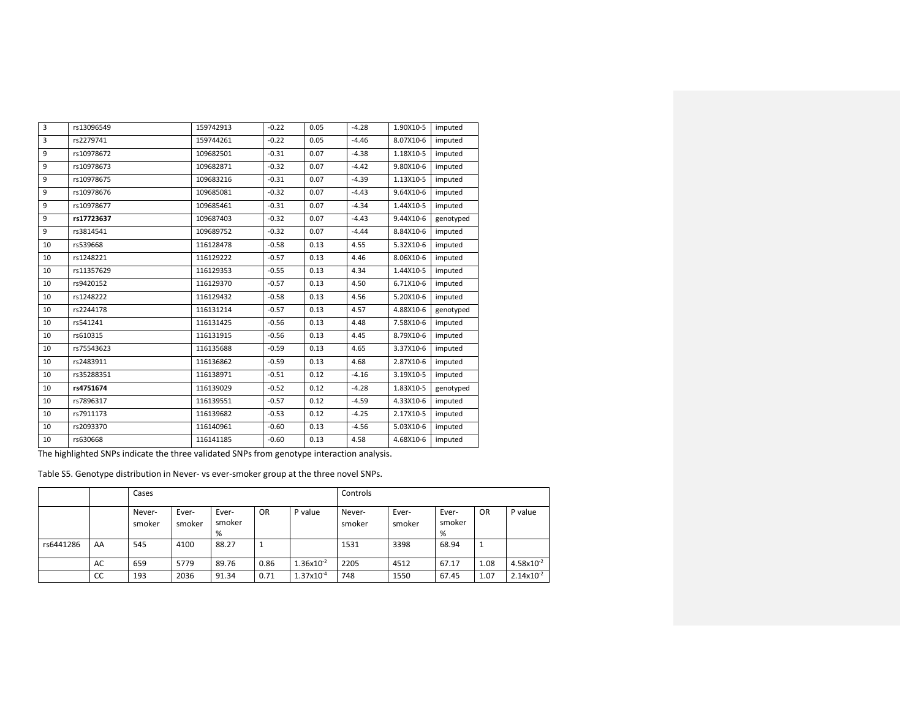| 3 | rs13096549 | 159742913 | -0.22 | 0.05 | -4.28 | 1.90X10-5 | imputed |
|---|---|---|---|---|---|---|---|
| 3 | rs2279741 | 159744261 | -0.22 | 0.05 | -4.46 | 8.07X10-6 | imputed |
| 9 | rs10978672 | 109682501 | -0.31 | 0.07 | -4.38 | 1.18X10-5 | imputed |
| 9 | rs10978673 | 109682871 | -0.32 | 0.07 | -4.42 | 9.80X10-6 | imputed |
| 9 | rs10978675 | 109683216 | -0.31 | 0.07 | -4.39 | 1.13X10-5 | imputed |
| 9 | rs10978676 | 109685081 | -0.32 | 0.07 | -4.43 | 9.64X10-6 | imputed |
| 9 | rs10978677 | 109685461 | -0.31 | 0.07 | -4.34 | 1.44X10-5 | imputed |
| 9 | **rs17723637** | 109687403 | -0.32 | 0.07 | -4.43 | 9.44X10-6 | genotyped |
| 9 | rs3814541 | 109689752 | -0.32 | 0.07 | -4.44 | 8.84X10-6 | imputed |
| 10 | rs539668 | 116128478 | -0.58 | 0.13 | 4.55 | 5.32X10-6 | imputed |
| 10 | rs1248221 | 116129222 | -0.57 | 0.13 | 4.46 | 8.06X10-6 | imputed |
| 10 | rs11357629 | 116129353 | -0.55 | 0.13 | 4.34 | 1.44X10-5 | imputed |
| 10 | rs9420152 | 116129370 | -0.57 | 0.13 | 4.50 | 6.71X10-6 | imputed |
| 10 | rs1248222 | 116129432 | -0.58 | 0.13 | 4.56 | 5.20X10-6 | imputed |
| 10 | rs2244178 | 116131214 | -0.57 | 0.13 | 4.57 | 4.88X10-6 | genotyped |
| 10 | rs541241 | 116131425 | -0.56 | 0.13 | 4.48 | 7.58X10-6 | imputed |
| 10 | rs610315 | 116131915 | -0.56 | 0.13 | 4.45 | 8.79X10-6 | imputed |
| 10 | rs75543623 | 116135688 | -0.59 | 0.13 | 4.65 | 3.37X10-6 | imputed |
| 10 | rs2483911 | 116136862 | -0.59 | 0.13 | 4.68 | 2.87X10-6 | imputed |
| 10 | rs35288351 | 116138971 | -0.51 | 0.12 | -4.16 | 3.19X10-5 | imputed |
| 10 | **rs4751674** | 116139029 | -0.52 | 0.12 | -4.28 | 1.83X10-5 | genotyped |
| 10 | rs7896317 | 116139551 | -0.57 | 0.12 | -4.59 | 4.33X10-6 | imputed |
| 10 | rs7911173 | 116139682 | -0.53 | 0.12 | -4.25 | 2.17X10-5 | imputed |
| 10 | rs2093370 | 116140961 | -0.60 | 0.13 | -4.56 | 5.03X10-6 | imputed |
| 10 | rs630668 | 116141185 | -0.60 | 0.13 | 4.58 | 4.68X10-6 | imputed |

The highlighted SNPs indicate the three validated SNPs from genotype interaction analysis.

Table S5. Genotype distribution in Never- vs ever-smoker group at the three novel SNPs.

| | | Cases | | | | | Controls | | | | |
|---|---|---|---|---|---|---|---|---|---|---|---|
| | | Never-smoker | Ever-smoker | Ever-smoker % | OR | P value | Never-smoker | Ever-smoker | Ever-smoker % | OR | P value |
| rs6441286 | AA | 545 | 4100 | 88.27 | 1 | | 1531 | 3398 | 68.94 | 1 | |
| | AC | 659 | 5779 | 89.76 | 0.86 | $1.36x10^{-2}$ | 2205 | 4512 | 67.17 | 1.08 | $4.58x10^{-2}$ |
| | CC | 193 | 2036 | 91.34 | 0.71 | $1.37x10^{-4}$ | 748 | 1550 | 67.45 | 1.07 | $2.14x10^{-2}$ |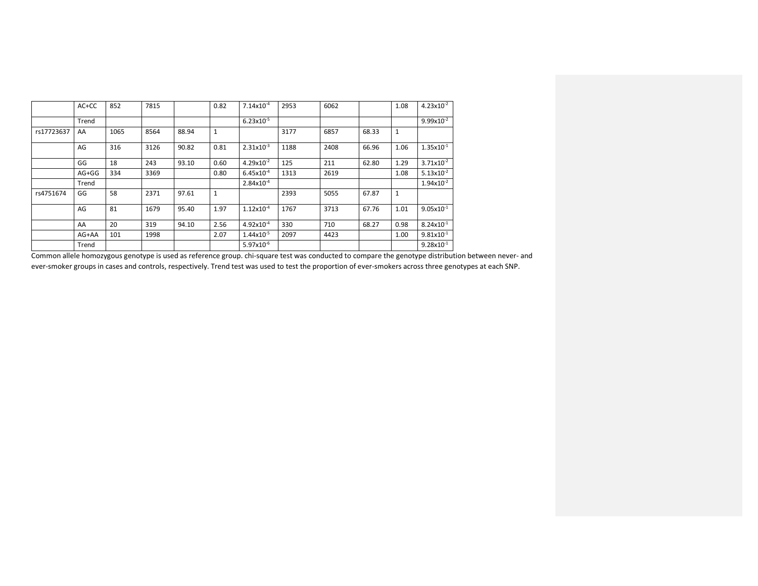|  | AC+CC | 852 | 7815 |  | 0.82 | $7.14x10^{-4}$ | 2953 | 6062 |  | 1.08 | $4.23x10^{-2}$ |
|---|---|---|---|---|---|---|---|---|---|---|---|
|  | Trend |  |  |  |  | $6.23x10^{-5}$ |  |  |  |  | $9.99x10^{-2}$ |
| rs17723637 | AA | 1065 | 8564 | 88.94 | 1 |  | 3177 | 6857 | 68.33 | 1 |  |
|  | AG | 316 | 3126 | 90.82 | 0.81 | $2.31x10^{-3}$ | 1188 | 2408 | 66.96 | 1.06 | $1.35x10^{-1}$ |
|  | GG | 18 | 243 | 93.10 | 0.60 | $4.29x10^{-2}$ | 125 | 211 | 62.80 | 1.29 | $3.71x10^{-2}$ |
|  | AG+GG | 334 | 3369 |  | 0.80 | $6.45x10^{-4}$ | 1313 | 2619 |  | 1.08 | $5.13x10^{-2}$ |
|  | Trend |  |  |  |  | $2.84x10^{-4}$ |  |  |  |  | $1.94x10^{-2}$ |
| rs4751674 | GG | 58 | 2371 | 97.61 | 1 |  | 2393 | 5055 | 67.87 | 1 |  |
|  | AG | 81 | 1679 | 95.40 | 1.97 | $1.12x10^{-4}$ | 1767 | 3713 | 67.76 | 1.01 | $9.05x10^{-1}$ |
|  | AA | 20 | 319 | 94.10 | 2.56 | $4.92x10^{-4}$ | 330 | 710 | 68.27 | 0.98 | $8.24x10^{-1}$ |
|  | AG+AA | 101 | 1998 |  | 2.07 | $1.44x10^{-5}$ | 2097 | 4423 |  | 1.00 | $9.81x10^{-1}$ |
|  | Trend |  |  |  |  | $5.97x10^{-6}$ |  |  |  |  | $9.28x10^{-1}$ |

Common allele homozygous genotype is used as reference group. chi-square test was conducted to compare the genotype distribution between never- and ever-smoker groups in cases and controls, respectively. Trend test was used to test the proportion of ever-smokers across three genotypes at each SNP.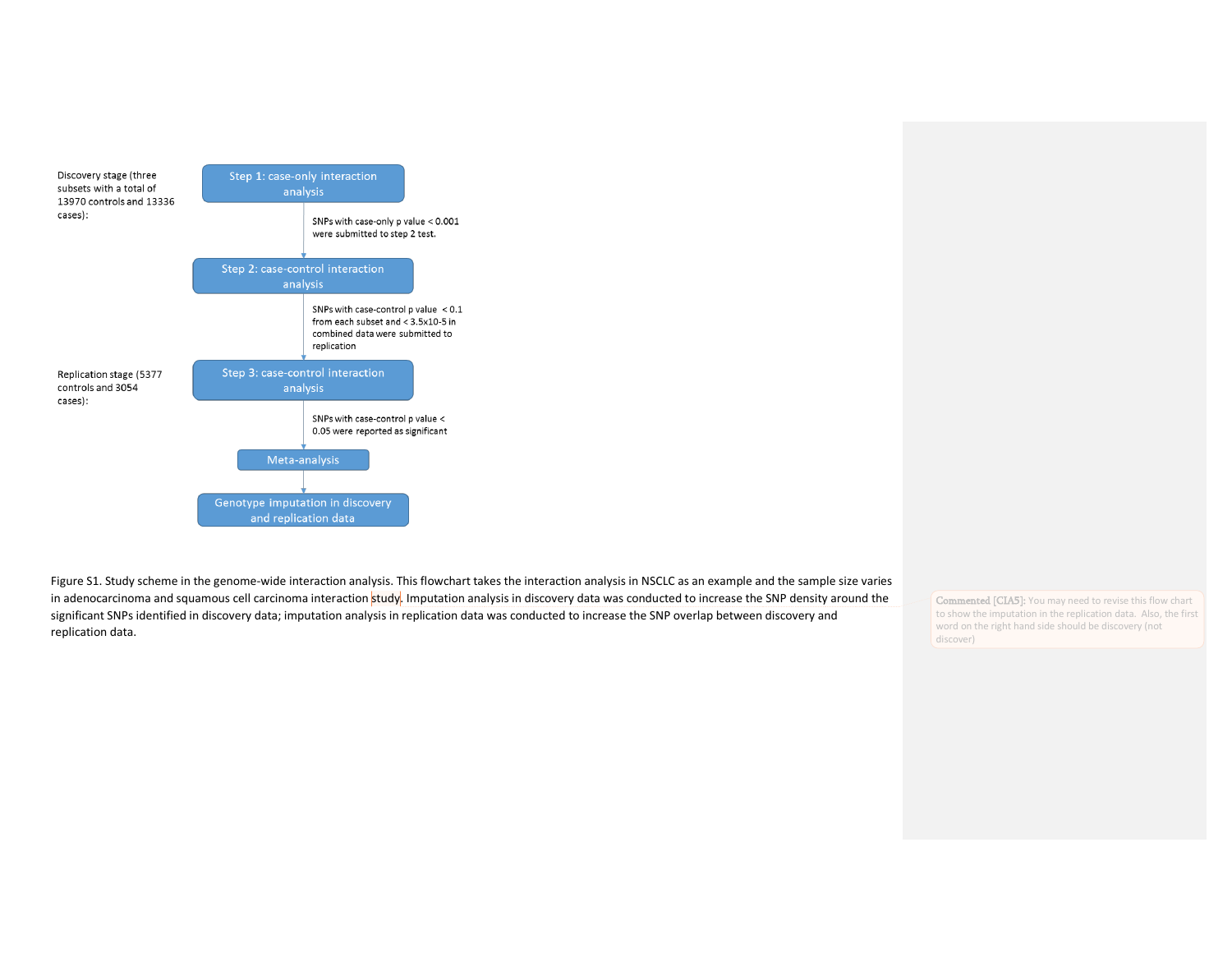Discovery stage (three subsets with a total of 13970 controls and 13336 cases):

Step 1: case-only interaction analysis

SNPs with case-only p value < 0.001 were submitted to step 2 test.

Step 2: case-control interaction analysis

SNPs with case-control p value < 0.1 from each subset and < 3.5x10-5 in combined data were submitted to replication

Replication stage (5377 controls and 3054 cases):

Step 3: case-control interaction analysis

SNPs with case-control p value < 0.05 were reported as significant

Meta-analysis

Genotype imputation in discovery and replication data

Figure S1. Study scheme in the genome-wide interaction analysis. This flowchart takes the interaction analysis in NSCLC as an example and the sample size varies in adenocarcinoma and squamous cell carcinoma interaction study. Imputation analysis in discovery data was conducted to increase the SNP density around the significant SNPs identified in discovery data; imputation analysis in replication data was conducted to increase the SNP overlap between discovery and replication data.

Commented [CIA5]: You may need to revise this flow chart to show the imputation in the replication data. Also, the first word on the right hand side should be discovery (not discover)